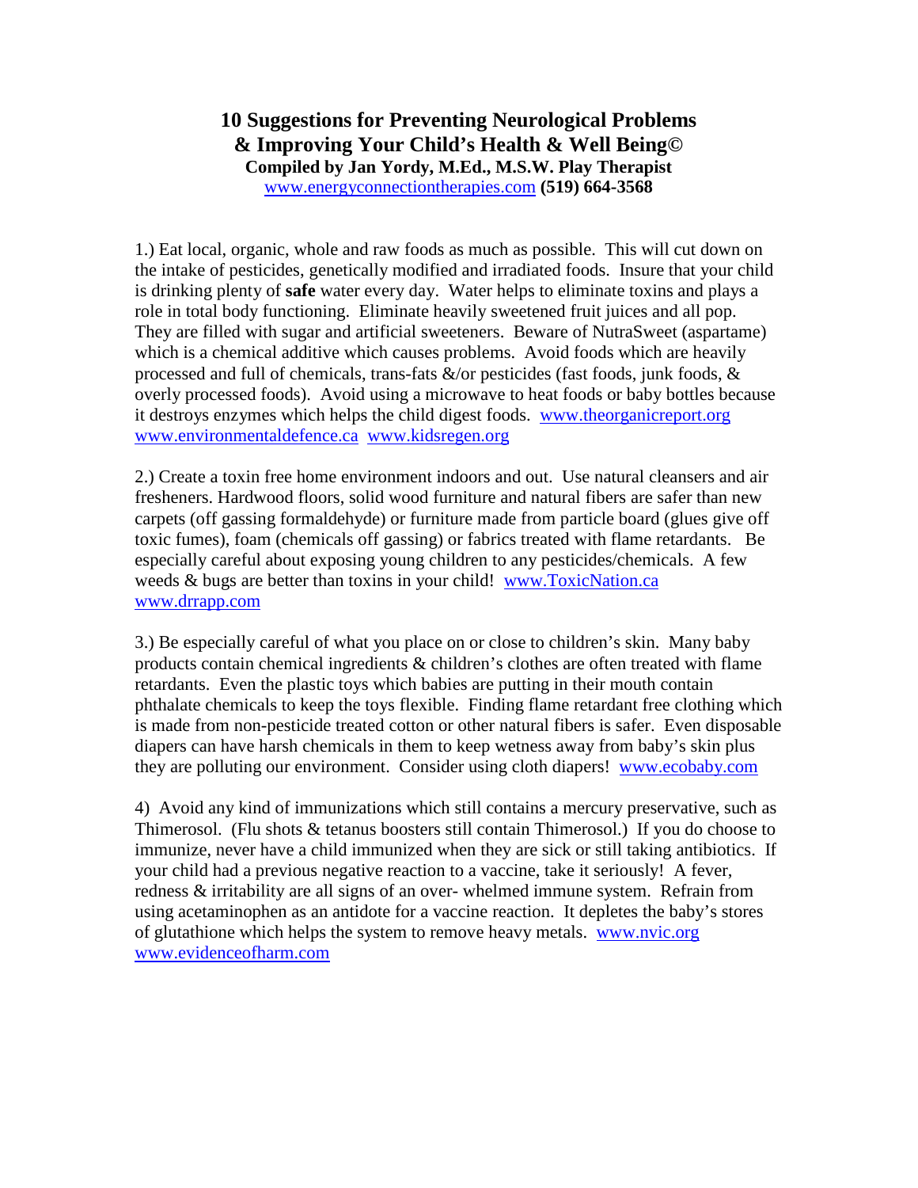# 10 Suggestions for Preventing Neurological Problems & Improving Your Child's Health & Well Being©

**Compiled by Jan Yordy, M.Ed., M.S.W. Play Therapist**
www.energyconnectiontherapies.com **(519) 664-3568**

1.) Eat local, organic, whole and raw foods as much as possible. This will cut down on the intake of pesticides, genetically modified and irradiated foods. Insure that your child is drinking plenty of **safe** water every day. Water helps to eliminate toxins and plays a role in total body functioning. Eliminate heavily sweetened fruit juices and all pop. They are filled with sugar and artificial sweeteners. Beware of NutraSweet (aspartame) which is a chemical additive which causes problems. Avoid foods which are heavily processed and full of chemicals, trans-fats &/or pesticides (fast foods, junk foods, & overly processed foods). Avoid using a microwave to heat foods or baby bottles because it destroys enzymes which helps the child digest foods. www.theorganicreport.org www.environmentaldefence.ca www.kidsregen.org

2.) Create a toxin free home environment indoors and out. Use natural cleansers and air fresheners. Hardwood floors, solid wood furniture and natural fibers are safer than new carpets (off gassing formaldehyde) or furniture made from particle board (glues give off toxic fumes), foam (chemicals off gassing) or fabrics treated with flame retardants. Be especially careful about exposing young children to any pesticides/chemicals. A few weeds & bugs are better than toxins in your child! www.ToxicNation.ca www.drrapp.com

3.) Be especially careful of what you place on or close to children's skin. Many baby products contain chemical ingredients & children's clothes are often treated with flame retardants. Even the plastic toys which babies are putting in their mouth contain phthalate chemicals to keep the toys flexible. Finding flame retardant free clothing which is made from non-pesticide treated cotton or other natural fibers is safer. Even disposable diapers can have harsh chemicals in them to keep wetness away from baby's skin plus they are polluting our environment. Consider using cloth diapers! www.ecobaby.com

4) Avoid any kind of immunizations which still contains a mercury preservative, such as Thimerosol. (Flu shots & tetanus boosters still contain Thimerosol.) If you do choose to immunize, never have a child immunized when they are sick or still taking antibiotics. If your child had a previous negative reaction to a vaccine, take it seriously! A fever, redness & irritability are all signs of an over- whelmed immune system. Refrain from using acetaminophen as an antidote for a vaccine reaction. It depletes the baby's stores of glutathione which helps the system to remove heavy metals. www.nvic.org www.evidenceofharm.com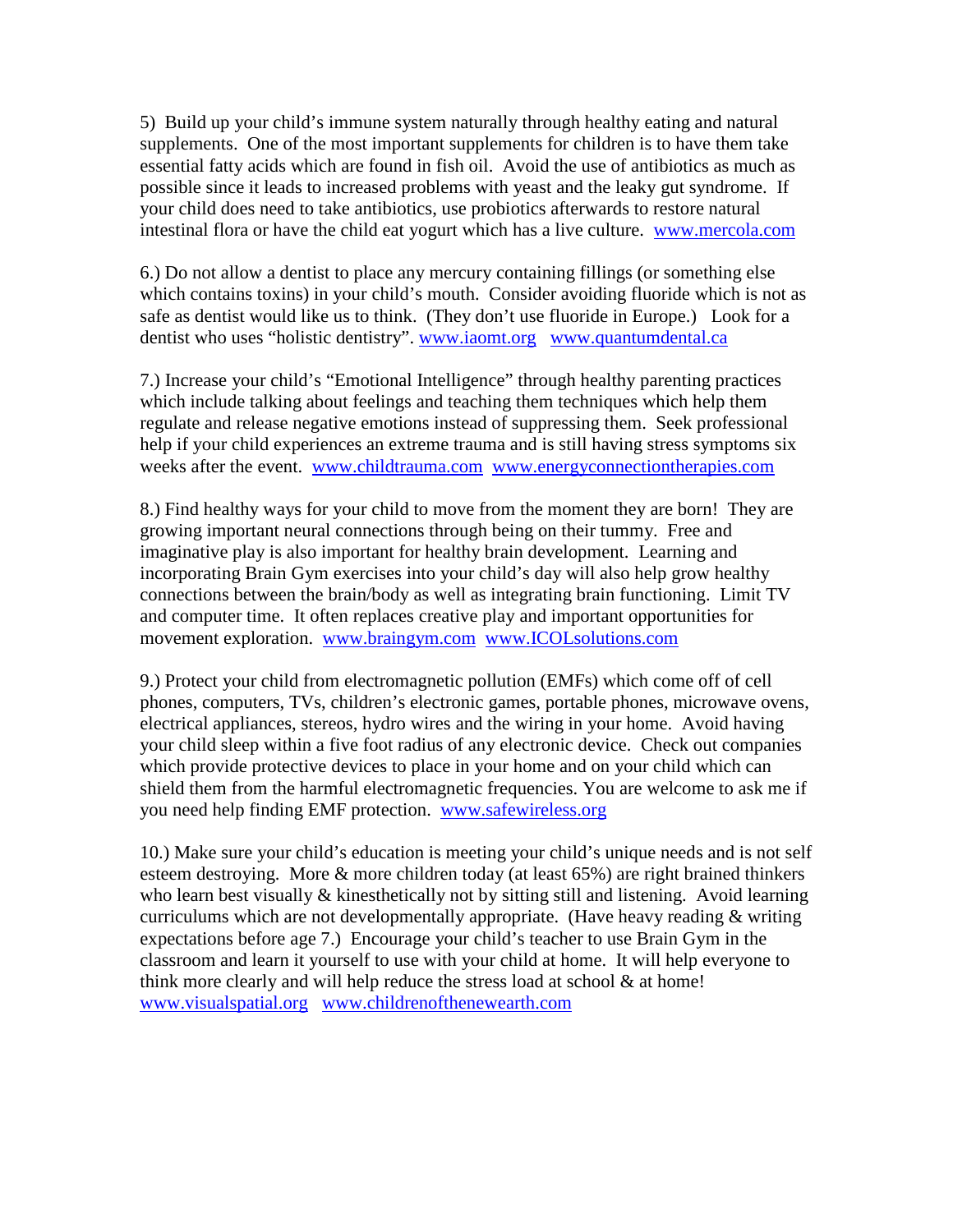5) Build up your child's immune system naturally through healthy eating and natural supplements. One of the most important supplements for children is to have them take essential fatty acids which are found in fish oil. Avoid the use of antibiotics as much as possible since it leads to increased problems with yeast and the leaky gut syndrome. If your child does need to take antibiotics, use probiotics afterwards to restore natural intestinal flora or have the child eat yogurt which has a live culture. www.mercola.com

6.) Do not allow a dentist to place any mercury containing fillings (or something else which contains toxins) in your child's mouth. Consider avoiding fluoride which is not as safe as dentist would like us to think. (They don't use fluoride in Europe.) Look for a dentist who uses "holistic dentistry". www.iaomt.org www.quantumdental.ca

7.) Increase your child's "Emotional Intelligence" through healthy parenting practices which include talking about feelings and teaching them techniques which help them regulate and release negative emotions instead of suppressing them. Seek professional help if your child experiences an extreme trauma and is still having stress symptoms six weeks after the event. www.childtrauma.com www.energyconnectiontherapies.com

8.) Find healthy ways for your child to move from the moment they are born! They are growing important neural connections through being on their tummy. Free and imaginative play is also important for healthy brain development. Learning and incorporating Brain Gym exercises into your child's day will also help grow healthy connections between the brain/body as well as integrating brain functioning. Limit TV and computer time. It often replaces creative play and important opportunities for movement exploration. www.braingym.com www.ICOLsolutions.com

9.) Protect your child from electromagnetic pollution (EMFs) which come off of cell phones, computers, TVs, children's electronic games, portable phones, microwave ovens, electrical appliances, stereos, hydro wires and the wiring in your home. Avoid having your child sleep within a five foot radius of any electronic device. Check out companies which provide protective devices to place in your home and on your child which can shield them from the harmful electromagnetic frequencies. You are welcome to ask me if you need help finding EMF protection. www.safewireless.org

10.) Make sure your child's education is meeting your child's unique needs and is not self esteem destroying. More & more children today (at least 65%) are right brained thinkers who learn best visually & kinesthetically not by sitting still and listening. Avoid learning curriculums which are not developmentally appropriate. (Have heavy reading & writing expectations before age 7.) Encourage your child's teacher to use Brain Gym in the classroom and learn it yourself to use with your child at home. It will help everyone to think more clearly and will help reduce the stress load at school & at home! www.visualspatial.org www.childrenofthenewearth.com